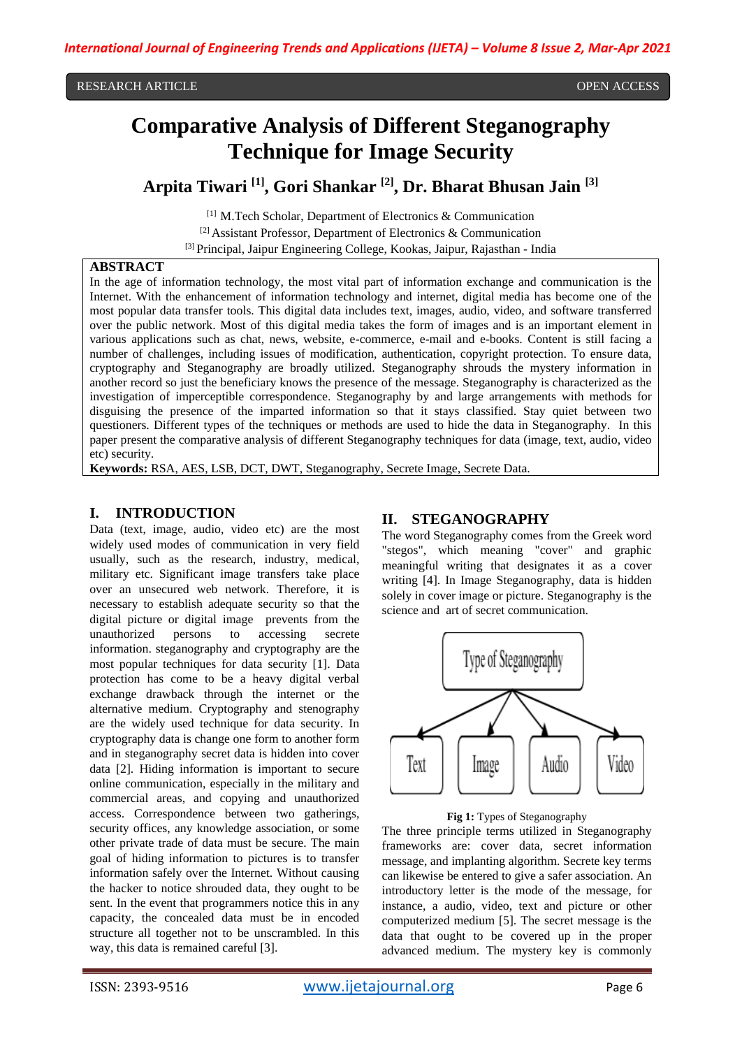RESEARCH ARTICLE OPEN ACCESS

# Comparative Analysis of Different Steganography Technique for Image Security

**Arpita Tiwari [1], Gori Shankar [2], Dr. Bharat Bhusan Jain [3]**

[1] M.Tech Scholar, Department of Electronics & Communication
[2] Assistant Professor, Department of Electronics & Communication
[3] Principal, Jaipur Engineering College, Kookas, Jaipur, Rajasthan - India

## ABSTRACT

In the age of information technology, the most vital part of information exchange and communication is the Internet. With the enhancement of information technology and internet, digital media has become one of the most popular data transfer tools. This digital data includes text, images, audio, video, and software transferred over the public network. Most of this digital media takes the form of images and is an important element in various applications such as chat, news, website, e-commerce, e-mail and e-books. Content is still facing a number of challenges, including issues of modification, authentication, copyright protection. To ensure data, cryptography and Steganography are broadly utilized. Steganography shrouds the mystery information in another record so just the beneficiary knows the presence of the message. Steganography is characterized as the investigation of imperceptible correspondence. Steganography by and large arrangements with methods for disguising the presence of the imparted information so that it stays classified. Stay quiet between two questioners. Different types of the techniques or methods are used to hide the data in Steganography. In this paper present the comparative analysis of different Steganography techniques for data (image, text, audio, video etc) security.

**Keywords:** RSA, AES, LSB, DCT, DWT, Steganography, Secrete Image, Secrete Data.

## I. INTRODUCTION

Data (text, image, audio, video etc) are the most widely used modes of communication in very field usually, such as the research, industry, medical, military etc. Significant image transfers take place over an unsecured web network. Therefore, it is necessary to establish adequate security so that the digital picture or digital image prevents from the unauthorized persons to accessing secrete information. steganography and cryptography are the most popular techniques for data security [1]. Data protection has come to be a heavy digital verbal exchange drawback through the internet or the alternative medium. Cryptography and stenography are the widely used technique for data security. In cryptography data is change one form to another form and in steganography secret data is hidden into cover data [2]. Hiding information is important to secure online communication, especially in the military and commercial areas, and copying and unauthorized access. Correspondence between two gatherings, security offices, any knowledge association, or some other private trade of data must be secure. The main goal of hiding information to pictures is to transfer information safely over the Internet. Without causing the hacker to notice shrouded data, they ought to be sent. In the event that programmers notice this in any capacity, the concealed data must be in encoded structure all together not to be unscrambled. In this way, this data is remained careful [3].

## II. STEGANOGRAPHY

The word Steganography comes from the Greek word "stegos", which meaning "cover" and graphic meaningful writing that designates it as a cover writing [4]. In Image Steganography, data is hidden solely in cover image or picture. Steganography is the science and art of secret communication.

Type of Steganography → Text, Image, Audio, Video

**Fig 1:** Types of Steganography

The three principle terms utilized in Steganography frameworks are: cover data, secret information message, and implanting algorithm. Secrete key terms can likewise be entered to give a safer association. An introductory letter is the mode of the message, for instance, a audio, video, text and picture or other computerized medium [5]. The secret message is the data that ought to be covered up in the proper advanced medium. The mystery key is commonly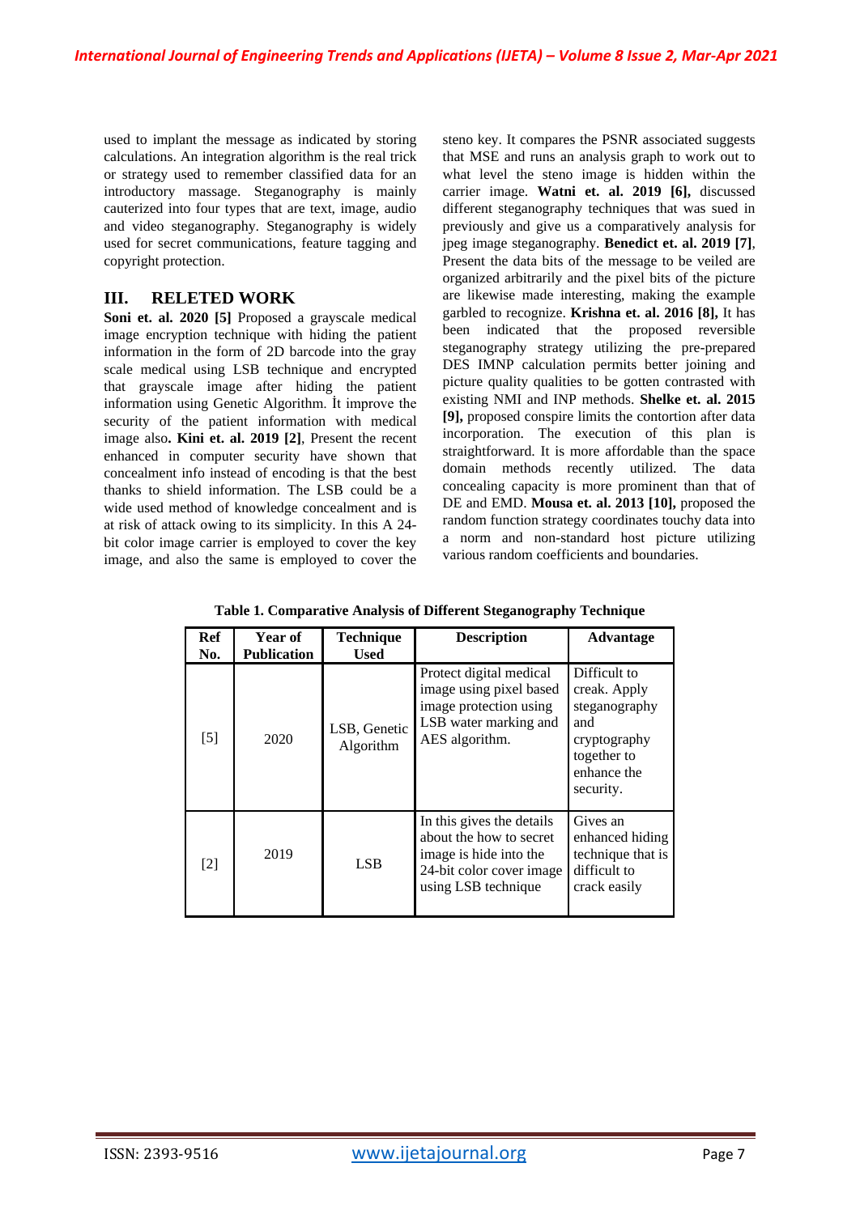used to implant the message as indicated by storing calculations. An integration algorithm is the real trick or strategy used to remember classified data for an introductory massage. Steganography is mainly cauterized into four types that are text, image, audio and video steganography. Steganography is widely used for secret communications, feature tagging and copyright protection.

## III. RELETED WORK

**Soni et. al. 2020 [5]** Proposed a grayscale medical image encryption technique with hiding the patient information in the form of 2D barcode into the gray scale medical using LSB technique and encrypted that grayscale image after hiding the patient information using Genetic Algorithm. İt improve the security of the patient information with medical image also**. Kini et. al. 2019 [2]**, Present the recent enhanced in computer security have shown that concealment info instead of encoding is that the best thanks to shield information. The LSB could be a wide used method of knowledge concealment and is at risk of attack owing to its simplicity. In this A 24-bit color image carrier is employed to cover the key image, and also the same is employed to cover the steno key. It compares the PSNR associated suggests that MSE and runs an analysis graph to work out to what level the steno image is hidden within the carrier image. **Watni et. al. 2019 [6],** discussed different steganography techniques that was sued in previously and give us a comparatively analysis for jpeg image steganography. **Benedict et. al. 2019 [7]**, Present the data bits of the message to be veiled are organized arbitrarily and the pixel bits of the picture are likewise made interesting, making the example garbled to recognize. **Krishna et. al. 2016 [8],** It has been indicated that the proposed reversible steganography strategy utilizing the pre-prepared DES IMNP calculation permits better joining and picture quality qualities to be gotten contrasted with existing NMI and INP methods. **Shelke et. al. 2015 [9],** proposed conspire limits the contortion after data incorporation. The execution of this plan is straightforward. It is more affordable than the space domain methods recently utilized. The data concealing capacity is more prominent than that of DE and EMD. **Mousa et. al. 2013 [10],** proposed the random function strategy coordinates touchy data into a norm and non-standard host picture utilizing various random coefficients and boundaries.

**Table 1. Comparative Analysis of Different Steganography Technique**

| Ref No. | Year of Publication | Technique Used | Description | Advantage |
|---|---|---|---|---|
| [5] | 2020 | LSB, Genetic Algorithm | Protect digital medical image using pixel based image protection using LSB water marking and AES algorithm. | Difficult to creak. Apply steganography and cryptography together to enhance the security. |
| [2] | 2019 | LSB | In this gives the details about the how to secret image is hide into the 24-bit color cover image using LSB technique | Gives an enhanced hiding technique that is difficult to crack easily |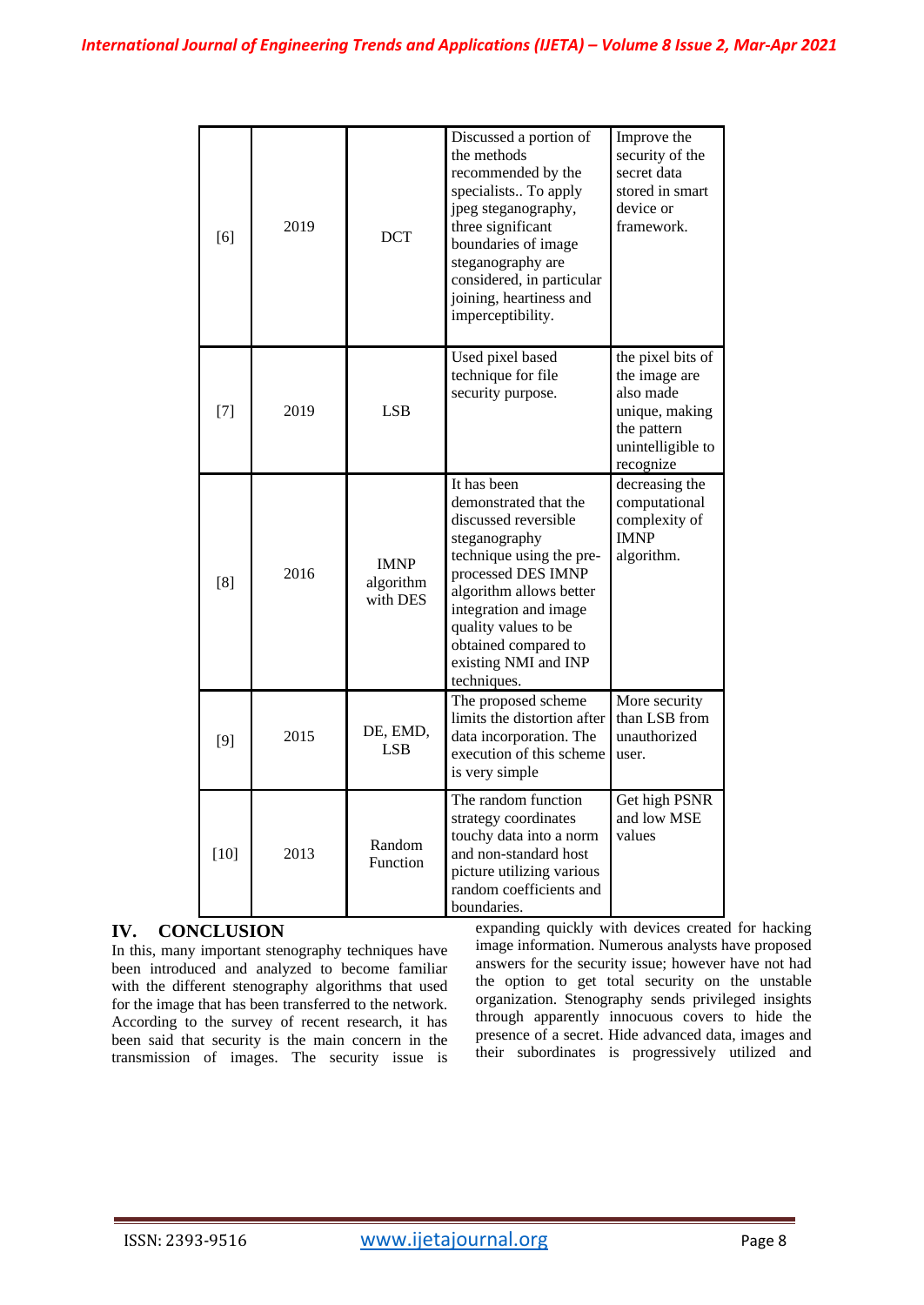| | | | | |
|---|---|---|---|---|
| [6] | 2019 | DCT | Discussed a portion of the methods recommended by the specialists.. To apply jpeg steganography, three significant boundaries of image steganography are considered, in particular joining, heartiness and imperceptibility. | Improve the security of the secret data stored in smart device or framework. |
| [7] | 2019 | LSB | Used pixel based technique for file security purpose. | the pixel bits of the image are also made unique, making the pattern unintelligible to recognize |
| [8] | 2016 | IMNP algorithm with DES | It has been demonstrated that the discussed reversible steganography technique using the pre-processed DES IMNP algorithm allows better integration and image quality values to be obtained compared to existing NMI and INP techniques. | decreasing the computational complexity of IMNP algorithm. |
| [9] | 2015 | DE, EMD, LSB | The proposed scheme limits the distortion after data incorporation. The execution of this scheme is very simple | More security than LSB from unauthorized user. |
| [10] | 2013 | Random Function | The random function strategy coordinates touchy data into a norm and non-standard host picture utilizing various random coefficients and boundaries. | Get high PSNR and low MSE values |

## IV. CONCLUSION

In this, many important stenography techniques have been introduced and analyzed to become familiar with the different stenography algorithms that used for the image that has been transferred to the network. According to the survey of recent research, it has been said that security is the main concern in the transmission of images. The security issue is expanding quickly with devices created for hacking image information. Numerous analysts have proposed answers for the security issue; however have not had the option to get total security on the unstable organization. Stenography sends privileged insights through apparently innocuous covers to hide the presence of a secret. Hide advanced data, images and their subordinates is progressively utilized and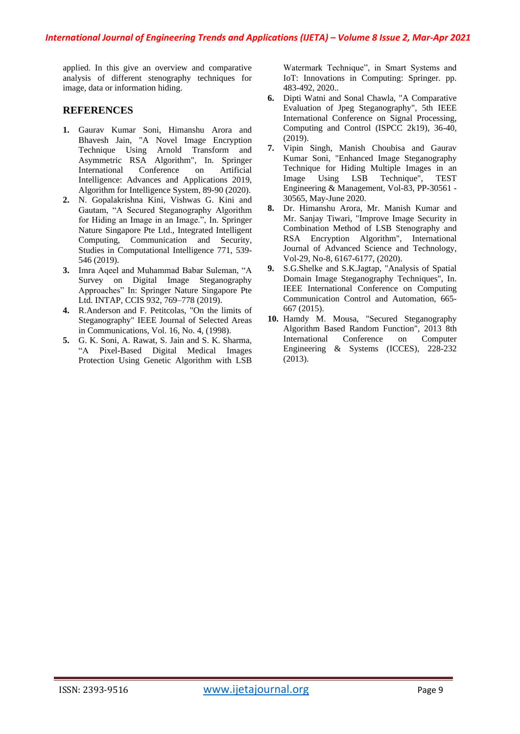applied. In this give an overview and comparative analysis of different stenography techniques for image, data or information hiding.

## REFERENCES

1. Gaurav Kumar Soni, Himanshu Arora and Bhavesh Jain, "A Novel Image Encryption Technique Using Arnold Transform and Asymmetric RSA Algorithm", In. Springer International Conference on Artificial Intelligence: Advances and Applications 2019, Algorithm for Intelligence System, 89-90 (2020).
2. N. Gopalakrishna Kini, Vishwas G. Kini and Gautam, "A Secured Steganography Algorithm for Hiding an Image in an Image.", In. Springer Nature Singapore Pte Ltd., Integrated Intelligent Computing, Communication and Security, Studies in Computational Intelligence 771, 539-546 (2019).
3. Imra Aqeel and Muhammad Babar Suleman, "A Survey on Digital Image Steganography Approaches" In: Springer Nature Singapore Pte Ltd. INTAP, CCIS 932, 769–778 (2019).
4. R.Anderson and F. Petitcolas, "On the limits of Steganography" IEEE Journal of Selected Areas in Communications, Vol. 16, No. 4, (1998).
5. G. K. Soni, A. Rawat, S. Jain and S. K. Sharma, "A Pixel-Based Digital Medical Images Protection Using Genetic Algorithm with LSB Watermark Technique", in Smart Systems and IoT: Innovations in Computing: Springer. pp. 483-492, 2020..
6. Dipti Watni and Sonal Chawla, "A Comparative Evaluation of Jpeg Steganography", 5th IEEE International Conference on Signal Processing, Computing and Control (ISPCC 2k19), 36-40, (2019).
7. Vipin Singh, Manish Choubisa and Gaurav Kumar Soni, "Enhanced Image Steganography Technique for Hiding Multiple Images in an Image Using LSB Technique", TEST Engineering & Management, Vol-83, PP-30561 - 30565, May-June 2020.
8. Dr. Himanshu Arora, Mr. Manish Kumar and Mr. Sanjay Tiwari, "Improve Image Security in Combination Method of LSB Stenography and RSA Encryption Algorithm", International Journal of Advanced Science and Technology, Vol-29, No-8, 6167-6177, (2020).
9. S.G.Shelke and S.K.Jagtap, "Analysis of Spatial Domain Image Steganography Techniques", In. IEEE International Conference on Computing Communication Control and Automation, 665-667 (2015).
10. Hamdy M. Mousa, "Secured Steganography Algorithm Based Random Function", 2013 8th International Conference on Computer Engineering & Systems (ICCES), 228-232 (2013).